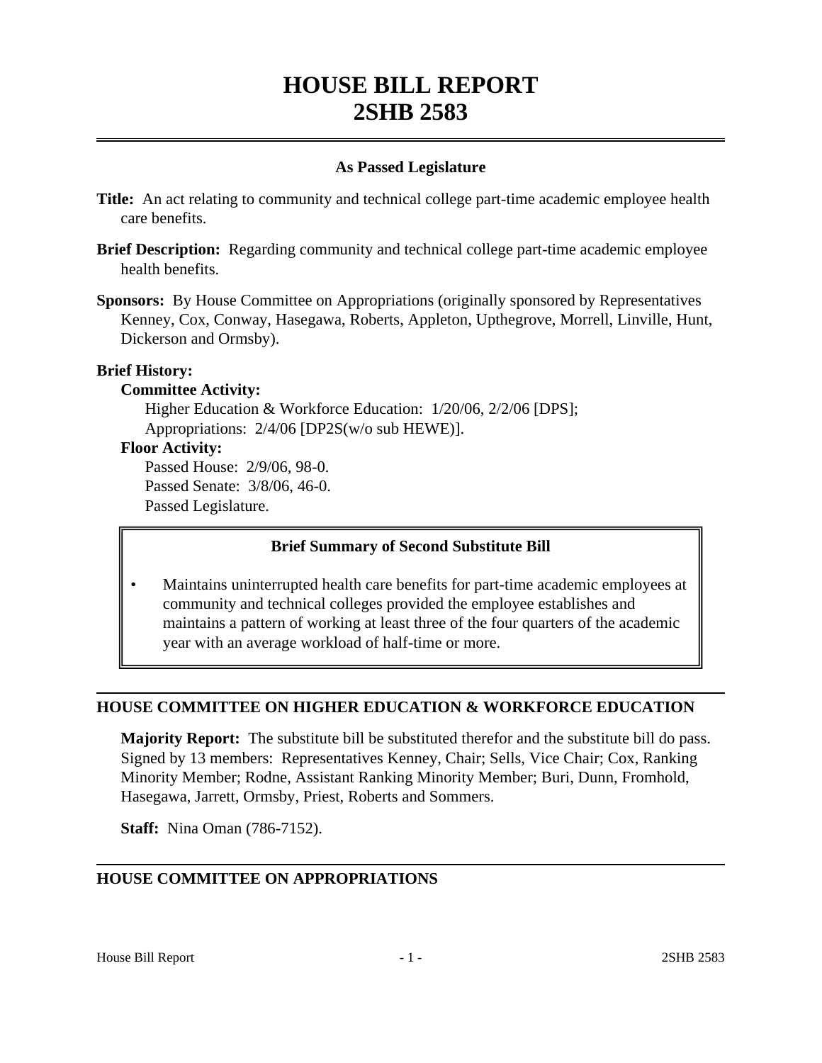# HOUSE BILL REPORT
# 2SHB 2583

**As Passed Legislature**

**Title:** An act relating to community and technical college part-time academic employee health care benefits.

**Brief Description:** Regarding community and technical college part-time academic employee health benefits.

**Sponsors:** By House Committee on Appropriations (originally sponsored by Representatives Kenney, Cox, Conway, Hasegawa, Roberts, Appleton, Upthegrove, Morrell, Linville, Hunt, Dickerson and Ormsby).

**Brief History:**

**Committee Activity:**

Higher Education & Workforce Education: 1/20/06, 2/2/06 [DPS];
Appropriations: 2/4/06 [DP2S(w/o sub HEWE)].

**Floor Activity:**

Passed House: 2/9/06, 98-0.
Passed Senate: 3/8/06, 46-0.
Passed Legislature.

**Brief Summary of Second Substitute Bill**

- Maintains uninterrupted health care benefits for part-time academic employees at community and technical colleges provided the employee establishes and maintains a pattern of working at least three of the four quarters of the academic year with an average workload of half-time or more.

## HOUSE COMMITTEE ON HIGHER EDUCATION & WORKFORCE EDUCATION

**Majority Report:** The substitute bill be substituted therefor and the substitute bill do pass. Signed by 13 members: Representatives Kenney, Chair; Sells, Vice Chair; Cox, Ranking Minority Member; Rodne, Assistant Ranking Minority Member; Buri, Dunn, Fromhold, Hasegawa, Jarrett, Ormsby, Priest, Roberts and Sommers.

**Staff:** Nina Oman (786-7152).

## HOUSE COMMITTEE ON APPROPRIATIONS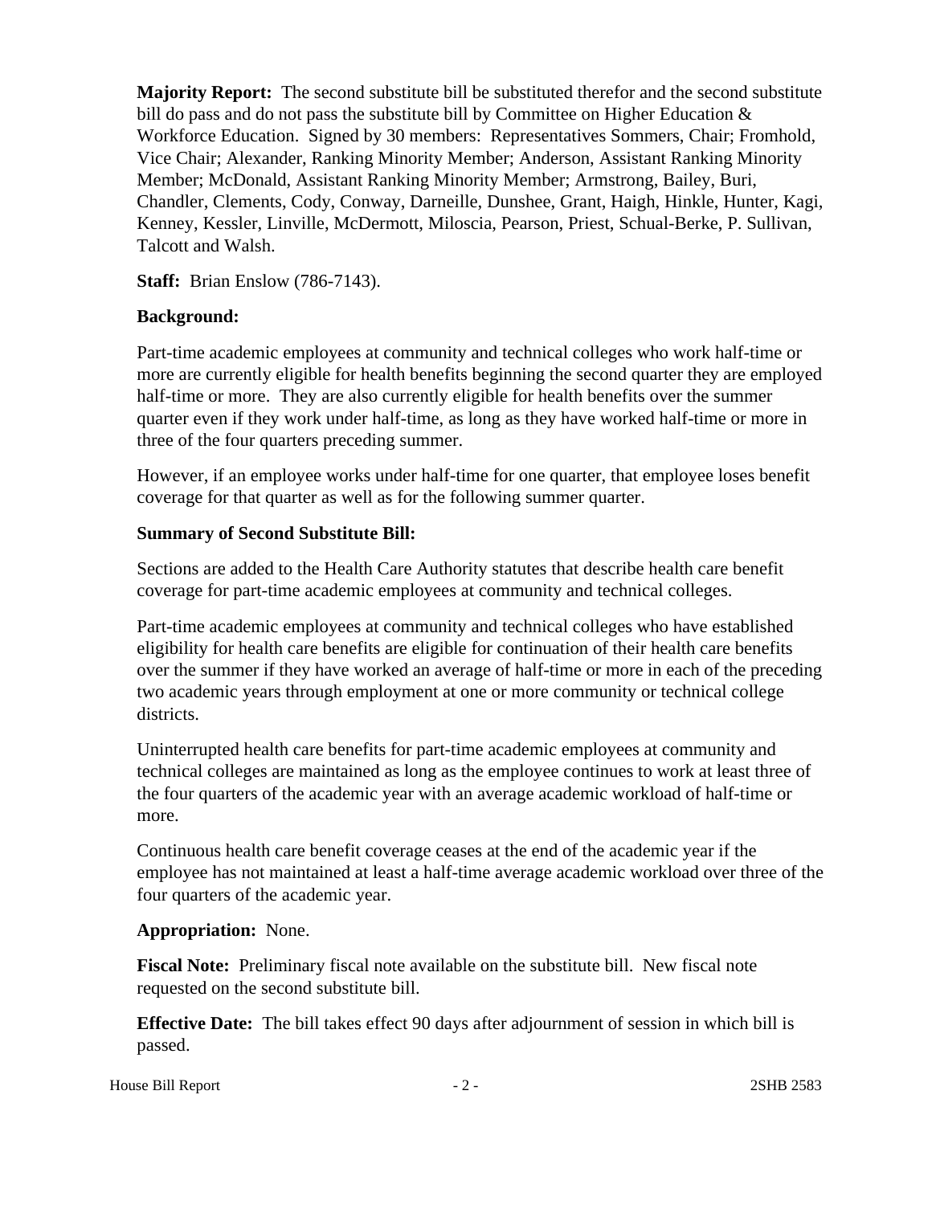**Majority Report:** The second substitute bill be substituted therefor and the second substitute bill do pass and do not pass the substitute bill by Committee on Higher Education & Workforce Education. Signed by 30 members: Representatives Sommers, Chair; Fromhold, Vice Chair; Alexander, Ranking Minority Member; Anderson, Assistant Ranking Minority Member; McDonald, Assistant Ranking Minority Member; Armstrong, Bailey, Buri, Chandler, Clements, Cody, Conway, Darneille, Dunshee, Grant, Haigh, Hinkle, Hunter, Kagi, Kenney, Kessler, Linville, McDermott, Miloscia, Pearson, Priest, Schual-Berke, P. Sullivan, Talcott and Walsh.

**Staff:** Brian Enslow (786-7143).

**Background:**

Part-time academic employees at community and technical colleges who work half-time or more are currently eligible for health benefits beginning the second quarter they are employed half-time or more. They are also currently eligible for health benefits over the summer quarter even if they work under half-time, as long as they have worked half-time or more in three of the four quarters preceding summer.

However, if an employee works under half-time for one quarter, that employee loses benefit coverage for that quarter as well as for the following summer quarter.

**Summary of Second Substitute Bill:**

Sections are added to the Health Care Authority statutes that describe health care benefit coverage for part-time academic employees at community and technical colleges.

Part-time academic employees at community and technical colleges who have established eligibility for health care benefits are eligible for continuation of their health care benefits over the summer if they have worked an average of half-time or more in each of the preceding two academic years through employment at one or more community or technical college districts.

Uninterrupted health care benefits for part-time academic employees at community and technical colleges are maintained as long as the employee continues to work at least three of the four quarters of the academic year with an average academic workload of half-time or more.

Continuous health care benefit coverage ceases at the end of the academic year if the employee has not maintained at least a half-time average academic workload over three of the four quarters of the academic year.

**Appropriation:** None.

**Fiscal Note:** Preliminary fiscal note available on the substitute bill. New fiscal note requested on the second substitute bill.

**Effective Date:** The bill takes effect 90 days after adjournment of session in which bill is passed.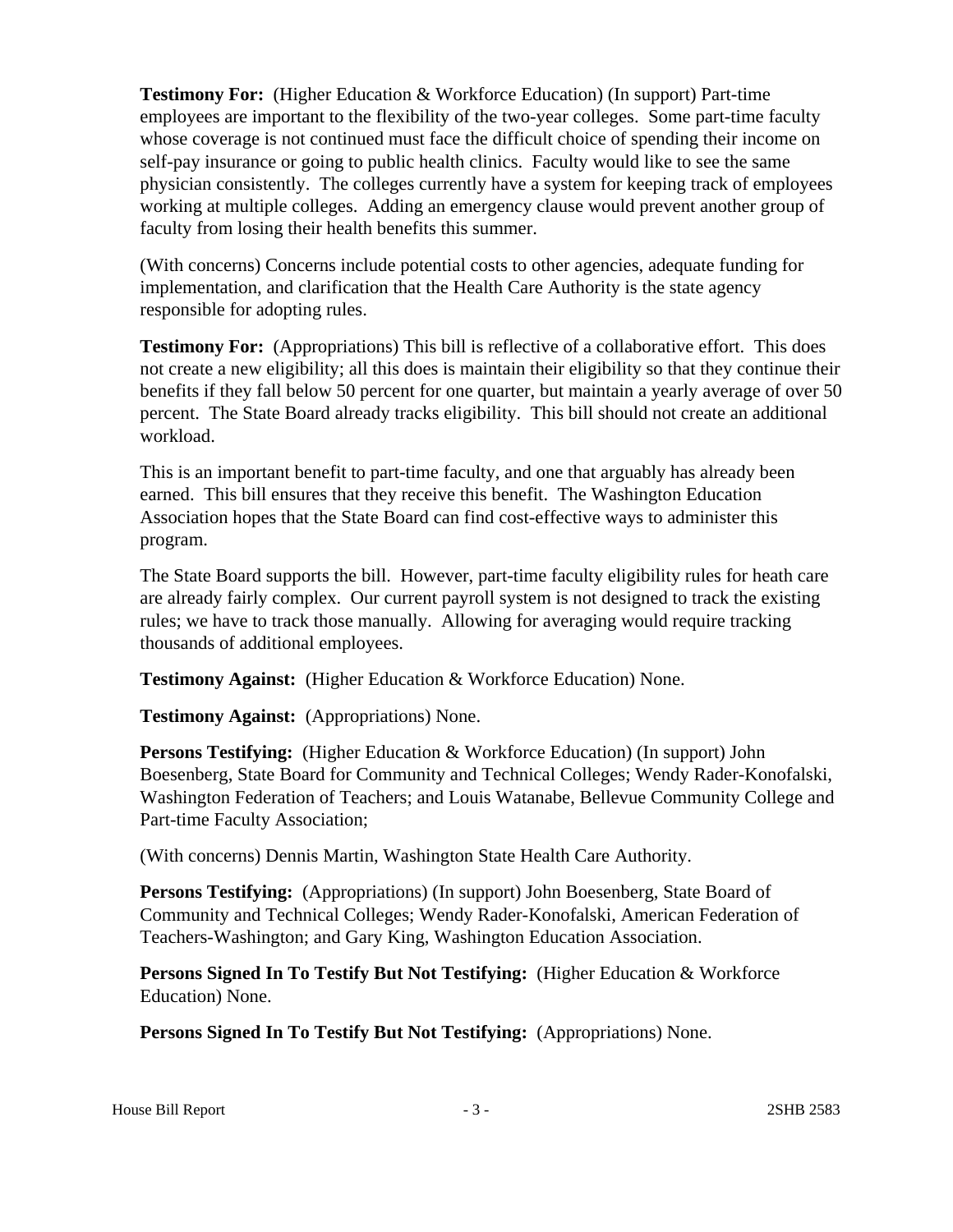**Testimony For:** (Higher Education & Workforce Education) (In support) Part-time employees are important to the flexibility of the two-year colleges. Some part-time faculty whose coverage is not continued must face the difficult choice of spending their income on self-pay insurance or going to public health clinics. Faculty would like to see the same physician consistently. The colleges currently have a system for keeping track of employees working at multiple colleges. Adding an emergency clause would prevent another group of faculty from losing their health benefits this summer.

(With concerns) Concerns include potential costs to other agencies, adequate funding for implementation, and clarification that the Health Care Authority is the state agency responsible for adopting rules.

**Testimony For:** (Appropriations) This bill is reflective of a collaborative effort. This does not create a new eligibility; all this does is maintain their eligibility so that they continue their benefits if they fall below 50 percent for one quarter, but maintain a yearly average of over 50 percent. The State Board already tracks eligibility. This bill should not create an additional workload.

This is an important benefit to part-time faculty, and one that arguably has already been earned. This bill ensures that they receive this benefit. The Washington Education Association hopes that the State Board can find cost-effective ways to administer this program.

The State Board supports the bill. However, part-time faculty eligibility rules for heath care are already fairly complex. Our current payroll system is not designed to track the existing rules; we have to track those manually. Allowing for averaging would require tracking thousands of additional employees.

**Testimony Against:** (Higher Education & Workforce Education) None.

**Testimony Against:** (Appropriations) None.

**Persons Testifying:** (Higher Education & Workforce Education) (In support) John Boesenberg, State Board for Community and Technical Colleges; Wendy Rader-Konofalski, Washington Federation of Teachers; and Louis Watanabe, Bellevue Community College and Part-time Faculty Association;

(With concerns) Dennis Martin, Washington State Health Care Authority.

**Persons Testifying:** (Appropriations) (In support) John Boesenberg, State Board of Community and Technical Colleges; Wendy Rader-Konofalski, American Federation of Teachers-Washington; and Gary King, Washington Education Association.

**Persons Signed In To Testify But Not Testifying:** (Higher Education & Workforce Education) None.

**Persons Signed In To Testify But Not Testifying:** (Appropriations) None.